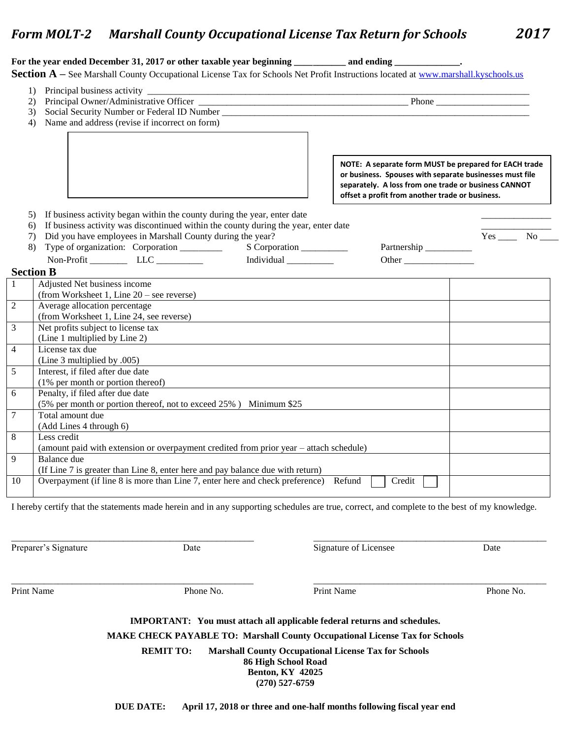# *Form MOLT-2 Marshall County Occupational License Tax Return for Schools* *2017*

**For the year ended December 31, 2017 or other taxable year beginning ___________ and ending ______________.**

**Section A –** See Marshall County Occupational License Tax for Schools Net Profit Instructions located at www.marshall.kyschools.us

1) Principal business activity ______________________________________________________________________
2) Principal Owner/Administrative Officer ______________________________________________ Phone ____________________
3) Social Security Number or Federal ID Number ________________________________________________________________
4) Name and address (revise if incorrect on form)

**NOTE: A separate form MUST be prepared for EACH trade or business. Spouses with separate businesses must file separately. A loss from one trade or business CANNOT offset a profit from another trade or business.**

5) If business activity began within the county during the year, enter date _______________
6) If business activity was discontinued within the county during the year, enter date _______________
7) Did you have employees in Marshall County during the year? Yes ____ No ____
8) Type of organization: Corporation _________ S Corporation __________ Partnership __________
   Non-Profit ________ LLC __________ Individual __________ Other _______________

## Section B

| | | |
|---|---|---|
| 1 | Adjusted Net business income (from Worksheet 1, Line 20 – see reverse) | |
| 2 | Average allocation percentage (from Worksheet 1, Line 24, see reverse) | |
| 3 | Net profits subject to license tax (Line 1 multiplied by Line 2) | |
| 4 | License tax due (Line 3 multiplied by .005) | |
| 5 | Interest, if filed after due date (1% per month or portion thereof) | |
| 6 | Penalty, if filed after due date (5% per month or portion thereof, not to exceed 25% ) Minimum $25 | |
| 7 | Total amount due (Add Lines 4 through 6) | |
| 8 | Less credit (amount paid with extension or overpayment credited from prior year – attach schedule) | |
| 9 | Balance due (If Line 7 is greater than Line 8, enter here and pay balance due with return) | |
| 10 | Overpayment (if line 8 is more than Line 7, enter here and check preference) Refund ☐ Credit ☐ | |

I hereby certify that the statements made herein and in any supporting schedules are true, correct, and complete to the best of my knowledge.

_____________________________________________________ _____________________________________________________
Preparer's Signature Date Signature of Licensee Date

_____________________________________________________ _____________________________________________________
Print Name Phone No. Print Name Phone No.

**IMPORTANT: You must attach all applicable federal returns and schedules.**

**MAKE CHECK PAYABLE TO: Marshall County Occupational License Tax for Schools**

**REMIT TO: Marshall County Occupational License Tax for Schools**
**86 High School Road**
**Benton, KY 42025**
**(270) 527-6759**

**DUE DATE: April 17, 2018 or three and one-half months following fiscal year end**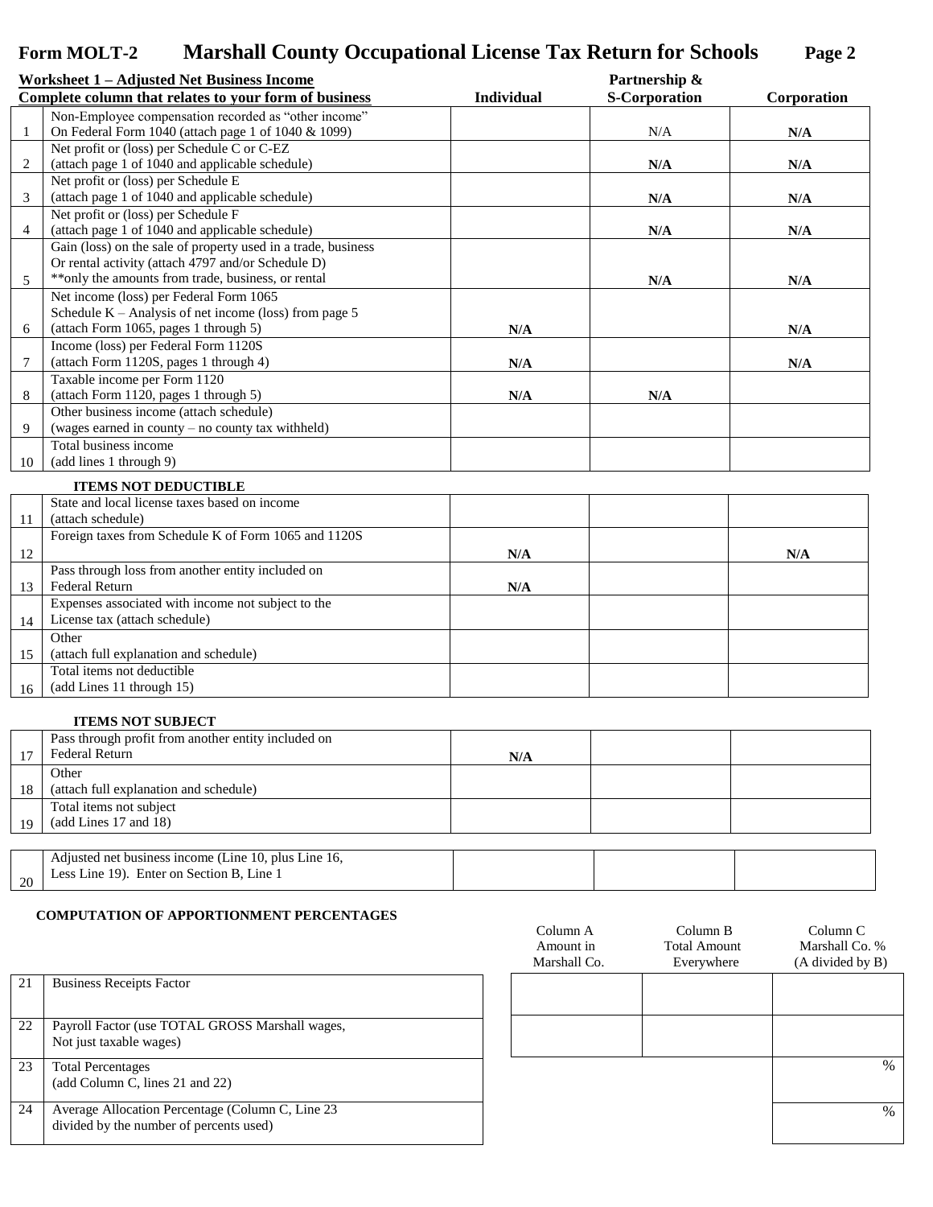# Form MOLT-2 Marshall County Occupational License Tax Return for Schools

## Worksheet 1 – Adjusted Net Business Income

| | Complete column that relates to your form of business | Individual | Partnership & S-Corporation | Corporation |
|---|---|---|---|---|
| 1 | Non-Employee compensation recorded as "other income" On Federal Form 1040 (attach page 1 of 1040 & 1099) | | N/A | N/A |
| 2 | Net profit or (loss) per Schedule C or C-EZ (attach page 1 of 1040 and applicable schedule) | | N/A | N/A |
| 3 | Net profit or (loss) per Schedule E (attach page 1 of 1040 and applicable schedule) | | N/A | N/A |
| 4 | Net profit or (loss) per Schedule F (attach page 1 of 1040 and applicable schedule) | | N/A | N/A |
| 5 | Gain (loss) on the sale of property used in a trade, business Or rental activity (attach 4797 and/or Schedule D) **only the amounts from trade, business, or rental | | N/A | N/A |
| 6 | Net income (loss) per Federal Form 1065 Schedule K – Analysis of net income (loss) from page 5 (attach Form 1065, pages 1 through 5) | N/A | | N/A |
| 7 | Income (loss) per Federal Form 1120S (attach Form 1120S, pages 1 through 4) | N/A | | N/A |
| 8 | Taxable income per Form 1120 (attach Form 1120, pages 1 through 5) | N/A | N/A | |
| 9 | Other business income (attach schedule) (wages earned in county – no county tax withheld) | | | |
| 10 | Total business income (add lines 1 through 9) | | | |

**ITEMS NOT DEDUCTIBLE**

| | | Individual | Partnership & S-Corporation | Corporation |
|---|---|---|---|---|
| 11 | State and local license taxes based on income (attach schedule) | | | |
| 12 | Foreign taxes from Schedule K of Form 1065 and 1120S | N/A | | N/A |
| 13 | Pass through loss from another entity included on Federal Return | N/A | | |
| 14 | Expenses associated with income not subject to the License tax (attach schedule) | | | |
| 15 | Other (attach full explanation and schedule) | | | |
| 16 | Total items not deductible (add Lines 11 through 15) | | | |

**ITEMS NOT SUBJECT**

| | | Individual | Partnership & S-Corporation | Corporation |
|---|---|---|---|---|
| 17 | Pass through profit from another entity included on Federal Return | N/A | | |
| 18 | Other (attach full explanation and schedule) | | | |
| 19 | Total items not subject (add Lines 17 and 18) | | | |
| 20 | Adjusted net business income (Line 10, plus Line 16, Less Line 19). Enter on Section B, Line 1 | | | |

**COMPUTATION OF APPORTIONMENT PERCENTAGES**

| | | Column A Amount in Marshall Co. | Column B Total Amount Everywhere | Column C Marshall Co. % (A divided by B) |
|---|---|---|---|---|
| 21 | Business Receipts Factor | | | |
| 22 | Payroll Factor (use TOTAL GROSS Marshall wages, Not just taxable wages) | | | |
| 23 | Total Percentages (add Column C, lines 21 and 22) | | | % |
| 24 | Average Allocation Percentage (Column C, Line 23 divided by the number of percents used) | | | % |